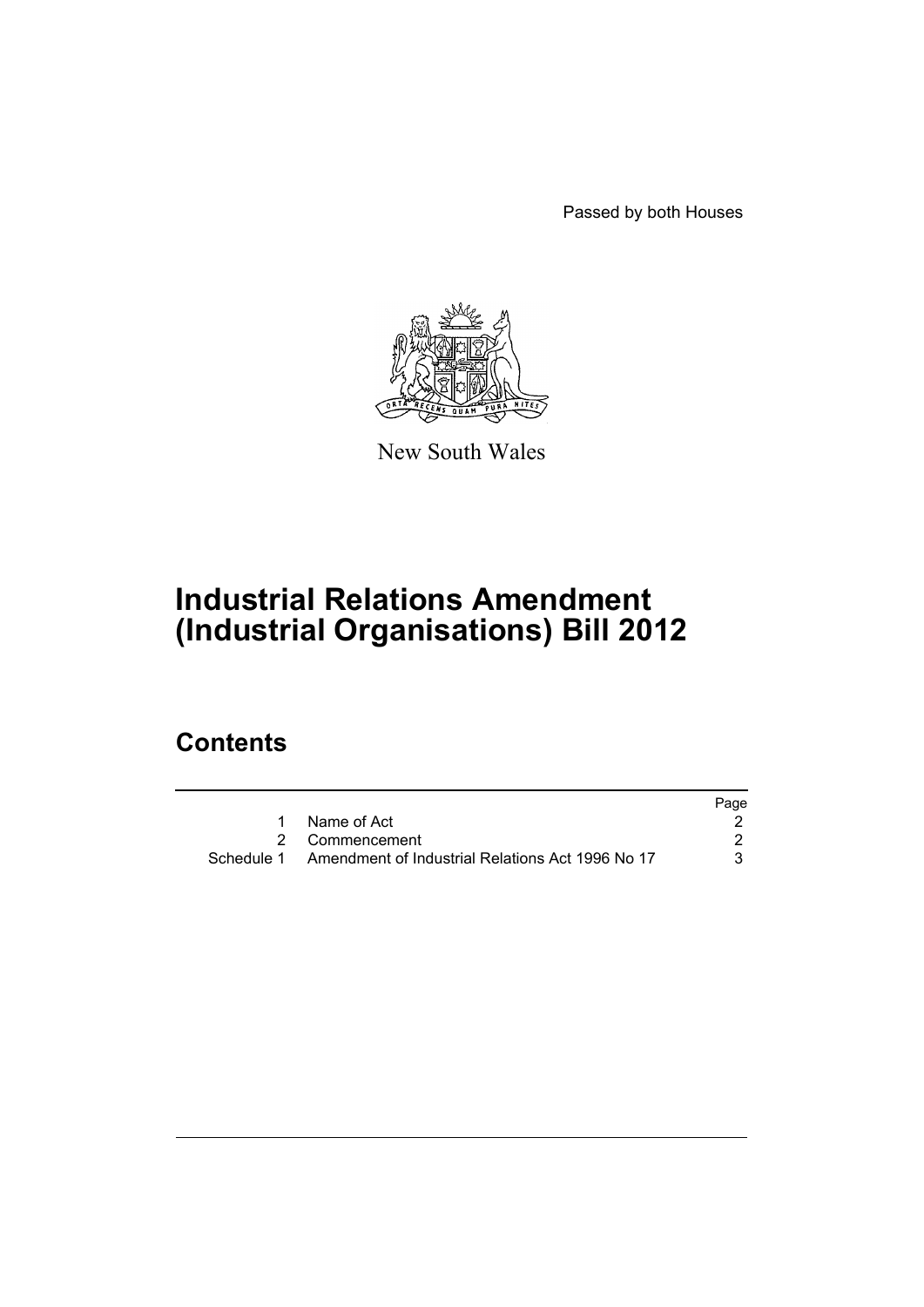Passed by both Houses

New South Wales

# Industrial Relations Amendment (Industrial Organisations) Bill 2012

## Contents

| | | Page |
|---|---|---|
| 1 | Name of Act | 2 |
| 2 | Commencement | 2 |
| Schedule 1 | Amendment of Industrial Relations Act 1996 No 17 | 3 |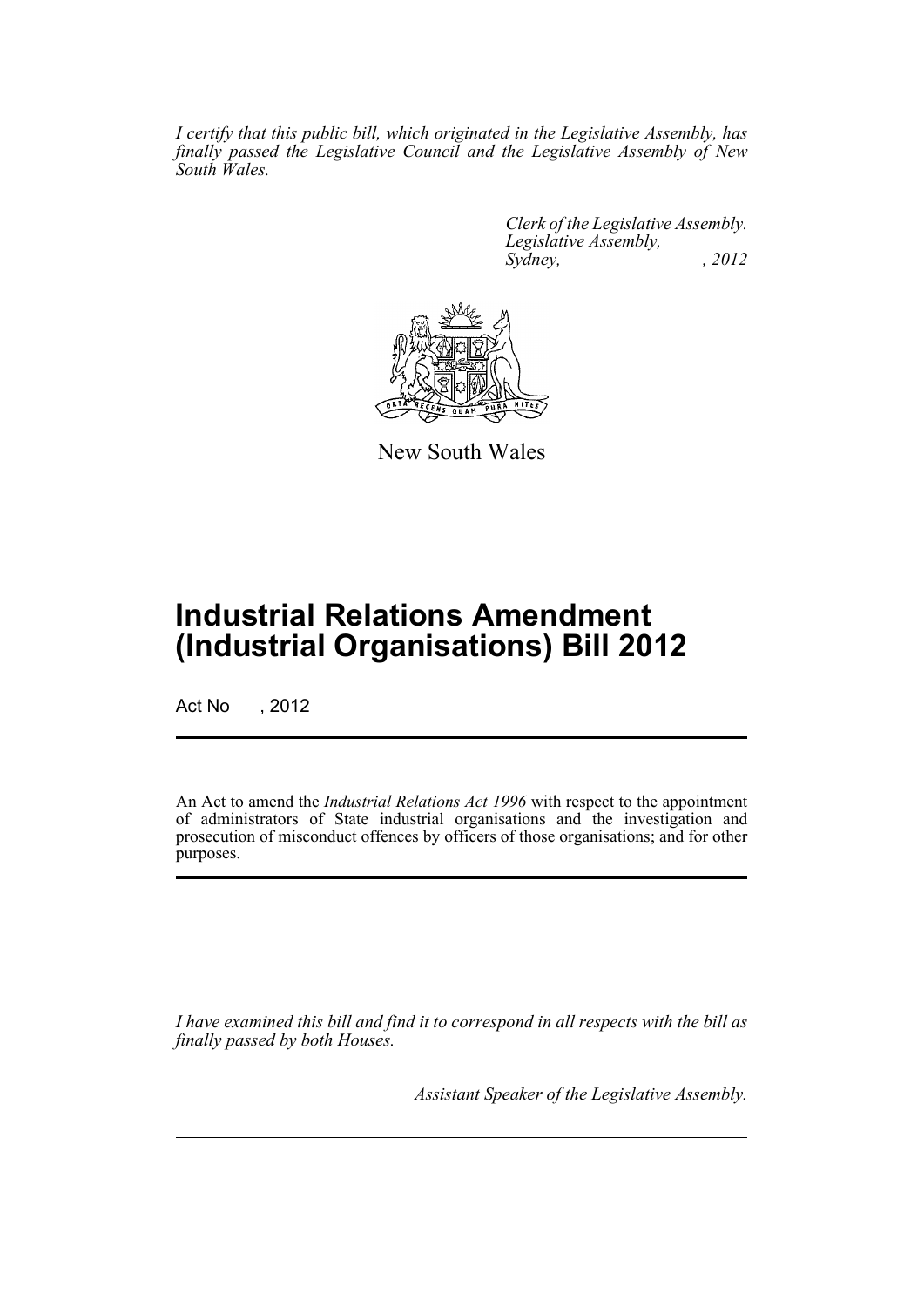*I certify that this public bill, which originated in the Legislative Assembly, has finally passed the Legislative Council and the Legislative Assembly of New South Wales.*

*Clerk of the Legislative Assembly.*
*Legislative Assembly,*
*Sydney, , 2012*

New South Wales

# Industrial Relations Amendment (Industrial Organisations) Bill 2012

Act No , 2012

An Act to amend the *Industrial Relations Act 1996* with respect to the appointment of administrators of State industrial organisations and the investigation and prosecution of misconduct offences by officers of those organisations; and for other purposes.

*I have examined this bill and find it to correspond in all respects with the bill as finally passed by both Houses.*

*Assistant Speaker of the Legislative Assembly.*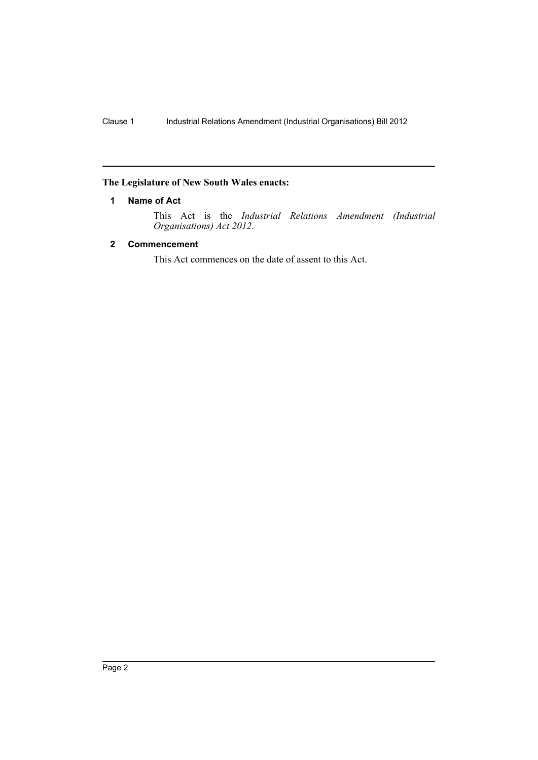**The Legislature of New South Wales enacts:**

## 1 Name of Act

This Act is the *Industrial Relations Amendment (Industrial Organisations) Act 2012*.

## 2 Commencement

This Act commences on the date of assent to this Act.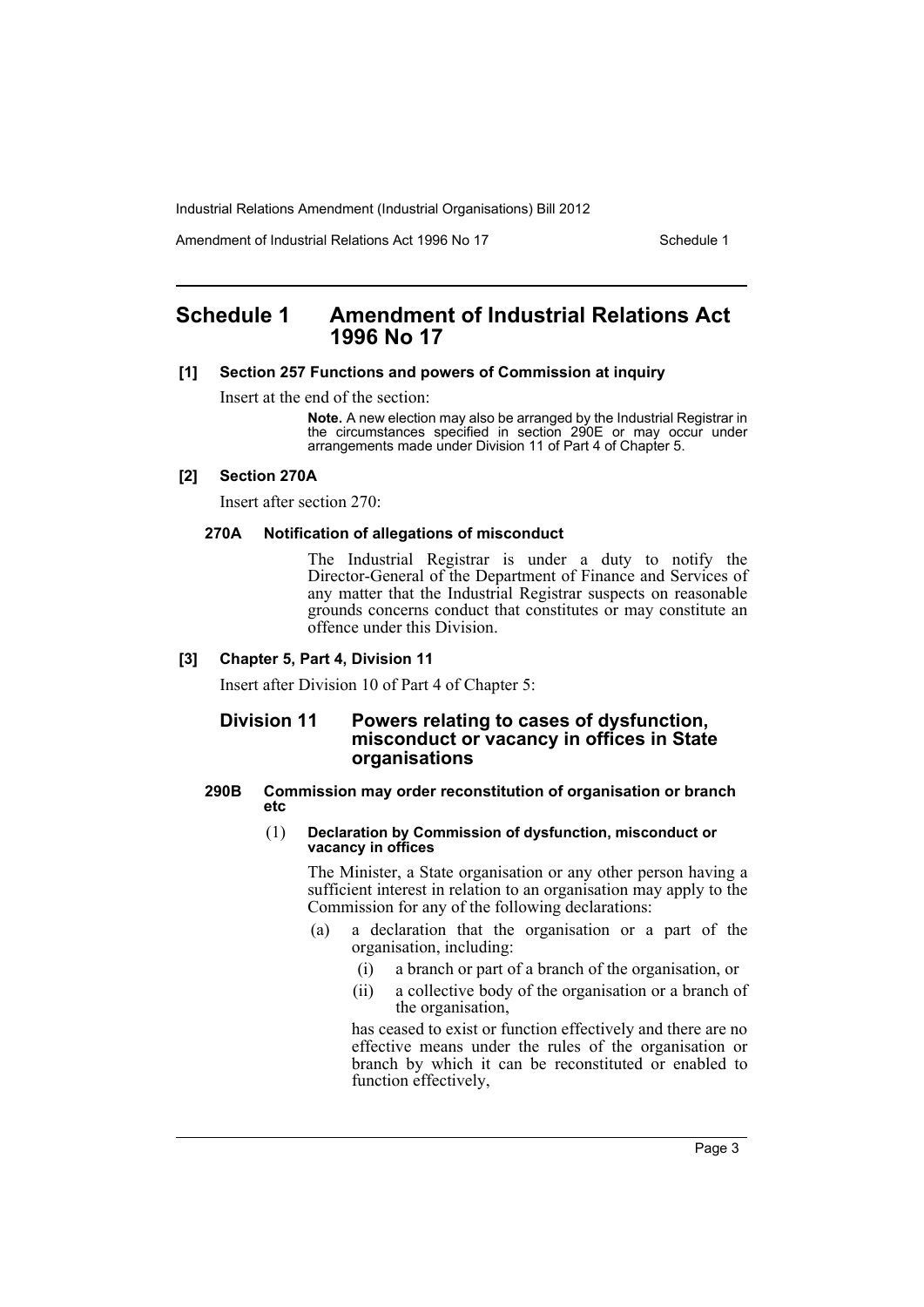# Schedule 1 Amendment of Industrial Relations Act 1996 No 17

**[1] Section 257 Functions and powers of Commission at inquiry**

Insert at the end of the section:

> **Note.** A new election may also be arranged by the Industrial Registrar in the circumstances specified in section 290E or may occur under arrangements made under Division 11 of Part 4 of Chapter 5.

**[2] Section 270A**

Insert after section 270:

**270A Notification of allegations of misconduct**

The Industrial Registrar is under a duty to notify the Director-General of the Department of Finance and Services of any matter that the Industrial Registrar suspects on reasonable grounds concerns conduct that constitutes or may constitute an offence under this Division.

**[3] Chapter 5, Part 4, Division 11**

Insert after Division 10 of Part 4 of Chapter 5:

## Division 11 Powers relating to cases of dysfunction, misconduct or vacancy in offices in State organisations

**290B Commission may order reconstitution of organisation or branch etc**

(1) **Declaration by Commission of dysfunction, misconduct or vacancy in offices**

The Minister, a State organisation or any other person having a sufficient interest in relation to an organisation may apply to the Commission for any of the following declarations:

- (a) a declaration that the organisation or a part of the organisation, including:
  - (i) a branch or part of a branch of the organisation, or
  - (ii) a collective body of the organisation or a branch of the organisation,

  has ceased to exist or function effectively and there are no effective means under the rules of the organisation or branch by which it can be reconstituted or enabled to function effectively,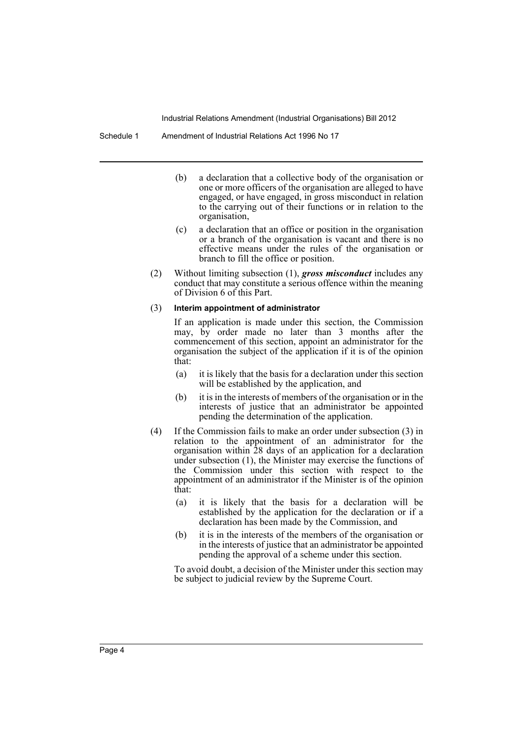(b) a declaration that a collective body of the organisation or one or more officers of the organisation are alleged to have engaged, or have engaged, in gross misconduct in relation to the carrying out of their functions or in relation to the organisation,

(c) a declaration that an office or position in the organisation or a branch of the organisation is vacant and there is no effective means under the rules of the organisation or branch to fill the office or position.

(2) Without limiting subsection (1), ***gross misconduct*** includes any conduct that may constitute a serious offence within the meaning of Division 6 of this Part.

(3) **Interim appointment of administrator**

If an application is made under this section, the Commission may, by order made no later than 3 months after the commencement of this section, appoint an administrator for the organisation the subject of the application if it is of the opinion that:

(a) it is likely that the basis for a declaration under this section will be established by the application, and

(b) it is in the interests of members of the organisation or in the interests of justice that an administrator be appointed pending the determination of the application.

(4) If the Commission fails to make an order under subsection (3) in relation to the appointment of an administrator for the organisation within 28 days of an application for a declaration under subsection (1), the Minister may exercise the functions of the Commission under this section with respect to the appointment of an administrator if the Minister is of the opinion that:

(a) it is likely that the basis for a declaration will be established by the application for the declaration or if a declaration has been made by the Commission, and

(b) it is in the interests of the members of the organisation or in the interests of justice that an administrator be appointed pending the approval of a scheme under this section.

To avoid doubt, a decision of the Minister under this section may be subject to judicial review by the Supreme Court.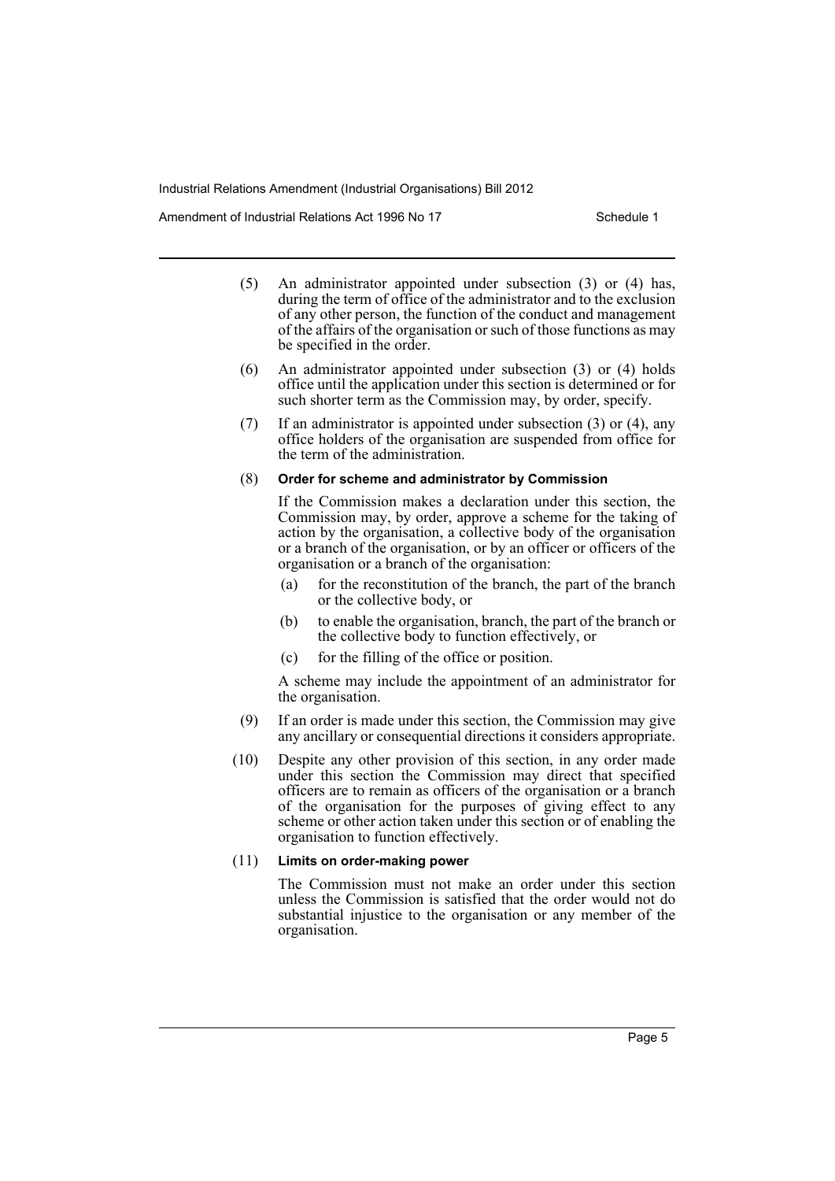(5) An administrator appointed under subsection (3) or (4) has, during the term of office of the administrator and to the exclusion of any other person, the function of the conduct and management of the affairs of the organisation or such of those functions as may be specified in the order.

(6) An administrator appointed under subsection (3) or (4) holds office until the application under this section is determined or for such shorter term as the Commission may, by order, specify.

(7) If an administrator is appointed under subsection (3) or (4), any office holders of the organisation are suspended from office for the term of the administration.

(8) **Order for scheme and administrator by Commission**

If the Commission makes a declaration under this section, the Commission may, by order, approve a scheme for the taking of action by the organisation, a collective body of the organisation or a branch of the organisation, or by an officer or officers of the organisation or a branch of the organisation:

- (a) for the reconstitution of the branch, the part of the branch or the collective body, or
- (b) to enable the organisation, branch, the part of the branch or the collective body to function effectively, or
- (c) for the filling of the office or position.

A scheme may include the appointment of an administrator for the organisation.

(9) If an order is made under this section, the Commission may give any ancillary or consequential directions it considers appropriate.

(10) Despite any other provision of this section, in any order made under this section the Commission may direct that specified officers are to remain as officers of the organisation or a branch of the organisation for the purposes of giving effect to any scheme or other action taken under this section or of enabling the organisation to function effectively.

(11) **Limits on order-making power**

The Commission must not make an order under this section unless the Commission is satisfied that the order would not do substantial injustice to the organisation or any member of the organisation.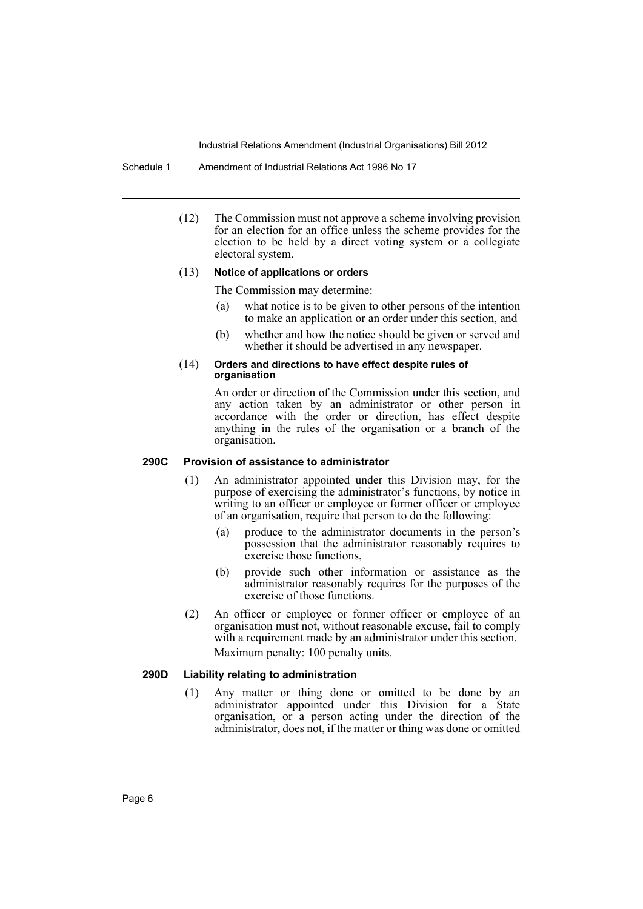(12) The Commission must not approve a scheme involving provision for an election for an office unless the scheme provides for the election to be held by a direct voting system or a collegiate electoral system.

(13) **Notice of applications or orders**

The Commission may determine:

(a) what notice is to be given to other persons of the intention to make an application or an order under this section, and

(b) whether and how the notice should be given or served and whether it should be advertised in any newspaper.

(14) **Orders and directions to have effect despite rules of organisation**

An order or direction of the Commission under this section, and any action taken by an administrator or other person in accordance with the order or direction, has effect despite anything in the rules of the organisation or a branch of the organisation.

### 290C Provision of assistance to administrator

(1) An administrator appointed under this Division may, for the purpose of exercising the administrator's functions, by notice in writing to an officer or employee or former officer or employee of an organisation, require that person to do the following:

(a) produce to the administrator documents in the person's possession that the administrator reasonably requires to exercise those functions,

(b) provide such other information or assistance as the administrator reasonably requires for the purposes of the exercise of those functions.

(2) An officer or employee or former officer or employee of an organisation must not, without reasonable excuse, fail to comply with a requirement made by an administrator under this section.

Maximum penalty: 100 penalty units.

### 290D Liability relating to administration

(1) Any matter or thing done or omitted to be done by an administrator appointed under this Division for a State organisation, or a person acting under the direction of the administrator, does not, if the matter or thing was done or omitted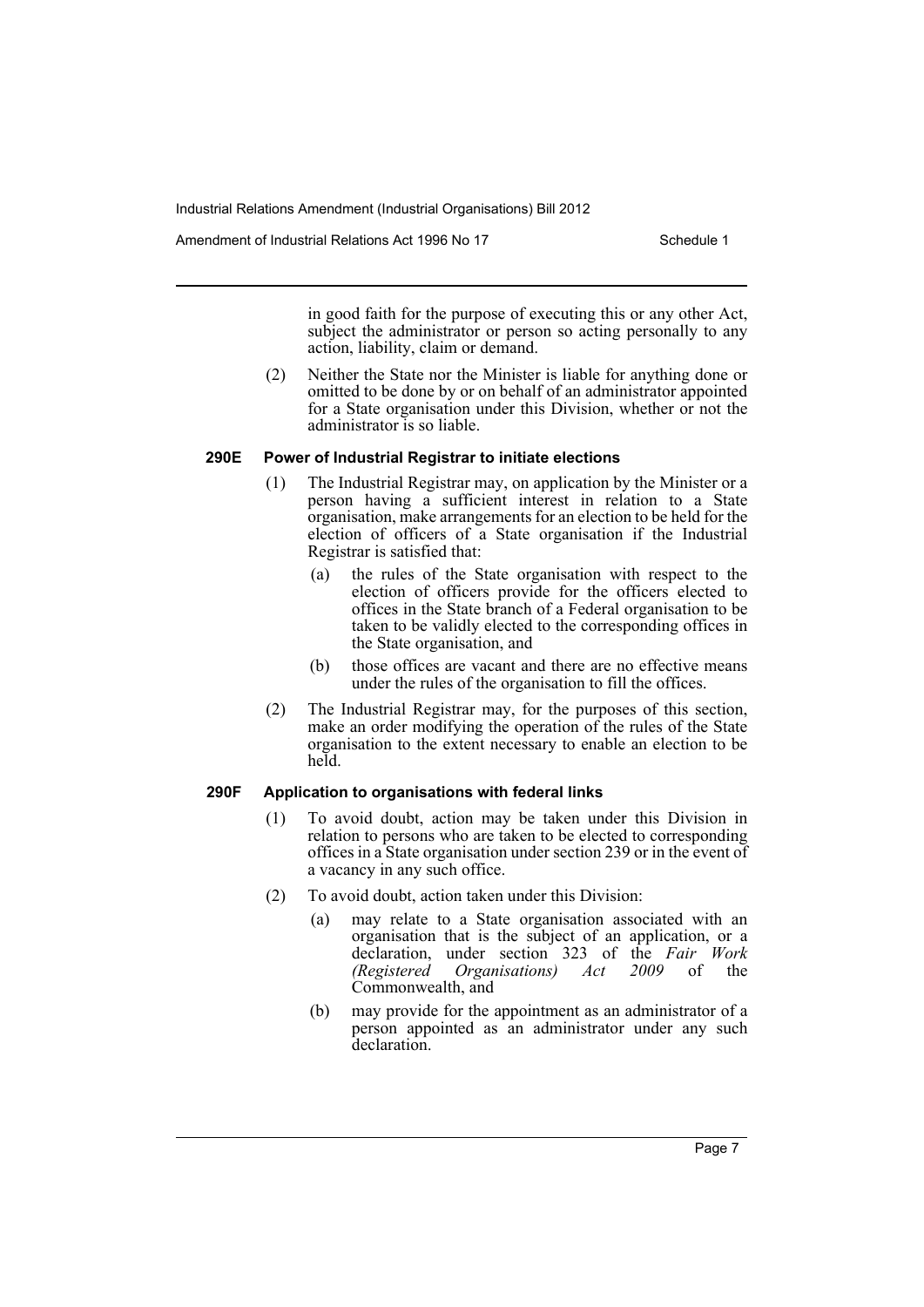in good faith for the purpose of executing this or any other Act, subject the administrator or person so acting personally to any action, liability, claim or demand.

(2) Neither the State nor the Minister is liable for anything done or omitted to be done by or on behalf of an administrator appointed for a State organisation under this Division, whether or not the administrator is so liable.

### 290E Power of Industrial Registrar to initiate elections

(1) The Industrial Registrar may, on application by the Minister or a person having a sufficient interest in relation to a State organisation, make arrangements for an election to be held for the election of officers of a State organisation if the Industrial Registrar is satisfied that:

(a) the rules of the State organisation with respect to the election of officers provide for the officers elected to offices in the State branch of a Federal organisation to be taken to be validly elected to the corresponding offices in the State organisation, and

(b) those offices are vacant and there are no effective means under the rules of the organisation to fill the offices.

(2) The Industrial Registrar may, for the purposes of this section, make an order modifying the operation of the rules of the State organisation to the extent necessary to enable an election to be held.

### 290F Application to organisations with federal links

(1) To avoid doubt, action may be taken under this Division in relation to persons who are taken to be elected to corresponding offices in a State organisation under section 239 or in the event of a vacancy in any such office.

(2) To avoid doubt, action taken under this Division:

(a) may relate to a State organisation associated with an organisation that is the subject of an application, or a declaration, under section 323 of the *Fair Work (Registered Organisations) Act 2009* of the Commonwealth, and

(b) may provide for the appointment as an administrator of a person appointed as an administrator under any such declaration.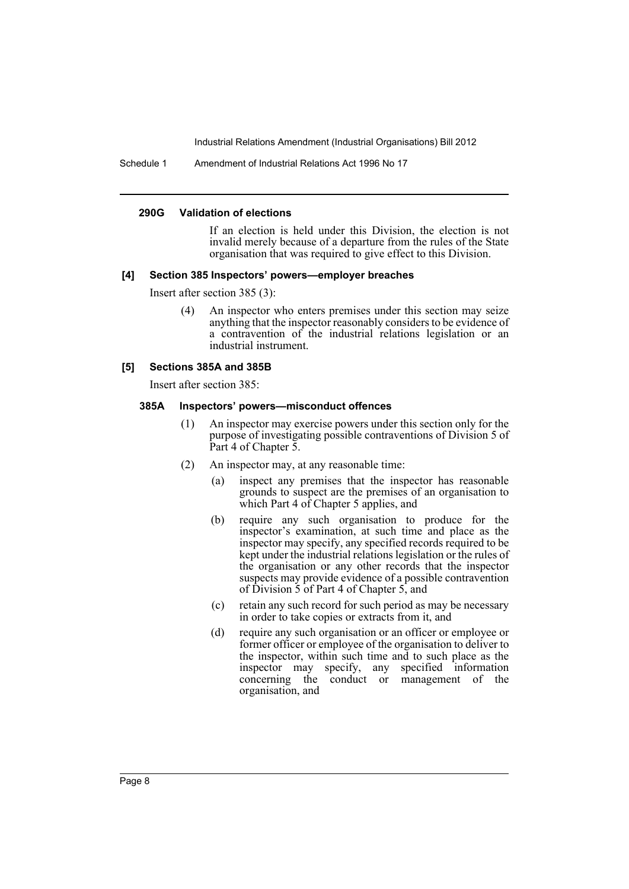#### 290G Validation of elections

If an election is held under this Division, the election is not invalid merely because of a departure from the rules of the State organisation that was required to give effect to this Division.

#### [4] Section 385 Inspectors' powers—employer breaches

Insert after section 385 (3):

(4) An inspector who enters premises under this section may seize anything that the inspector reasonably considers to be evidence of a contravention of the industrial relations legislation or an industrial instrument.

#### [5] Sections 385A and 385B

Insert after section 385:

#### 385A Inspectors' powers—misconduct offences

(1) An inspector may exercise powers under this section only for the purpose of investigating possible contraventions of Division 5 of Part 4 of Chapter 5.

(2) An inspector may, at any reasonable time:

- (a) inspect any premises that the inspector has reasonable grounds to suspect are the premises of an organisation to which Part 4 of Chapter 5 applies, and
- (b) require any such organisation to produce for the inspector's examination, at such time and place as the inspector may specify, any specified records required to be kept under the industrial relations legislation or the rules of the organisation or any other records that the inspector suspects may provide evidence of a possible contravention of Division 5 of Part 4 of Chapter 5, and
- (c) retain any such record for such period as may be necessary in order to take copies or extracts from it, and
- (d) require any such organisation or an officer or employee or former officer or employee of the organisation to deliver to the inspector, within such time and to such place as the inspector may specify, any specified information concerning the conduct or management of the organisation, and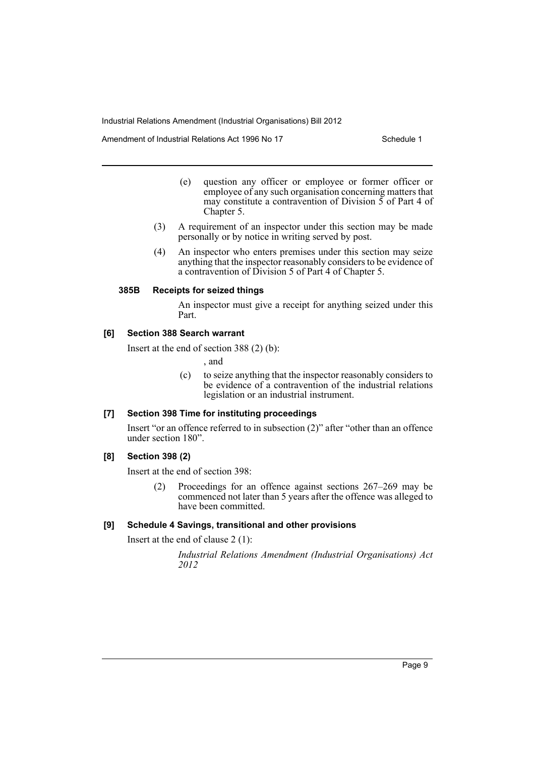(e) question any officer or employee or former officer or employee of any such organisation concerning matters that may constitute a contravention of Division 5 of Part 4 of Chapter 5.

(3) A requirement of an inspector under this section may be made personally or by notice in writing served by post.

(4) An inspector who enters premises under this section may seize anything that the inspector reasonably considers to be evidence of a contravention of Division 5 of Part 4 of Chapter 5.

#### 385B Receipts for seized things

An inspector must give a receipt for anything seized under this Part.

### [6] Section 388 Search warrant

Insert at the end of section 388 (2) (b):

, and

(c) to seize anything that the inspector reasonably considers to be evidence of a contravention of the industrial relations legislation or an industrial instrument.

### [7] Section 398 Time for instituting proceedings

Insert "or an offence referred to in subsection (2)" after "other than an offence under section 180".

### [8] Section 398 (2)

Insert at the end of section 398:

(2) Proceedings for an offence against sections 267–269 may be commenced not later than 5 years after the offence was alleged to have been committed.

### [9] Schedule 4 Savings, transitional and other provisions

Insert at the end of clause 2 (1):

*Industrial Relations Amendment (Industrial Organisations) Act 2012*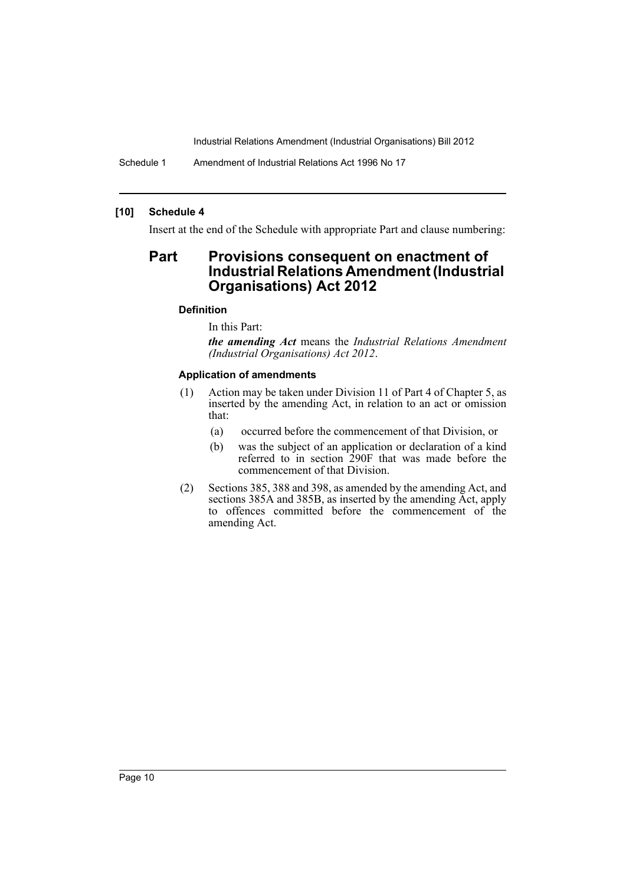### [10] Schedule 4

Insert at the end of the Schedule with appropriate Part and clause numbering:

## Part Provisions consequent on enactment of Industrial Relations Amendment (Industrial Organisations) Act 2012

#### Definition

In this Part:

***the amending Act*** means the *Industrial Relations Amendment (Industrial Organisations) Act 2012*.

#### Application of amendments

(1) Action may be taken under Division 11 of Part 4 of Chapter 5, as inserted by the amending Act, in relation to an act or omission that:

- (a) occurred before the commencement of that Division, or
- (b) was the subject of an application or declaration of a kind referred to in section 290F that was made before the commencement of that Division.

(2) Sections 385, 388 and 398, as amended by the amending Act, and sections 385A and 385B, as inserted by the amending Act, apply to offences committed before the commencement of the amending Act.